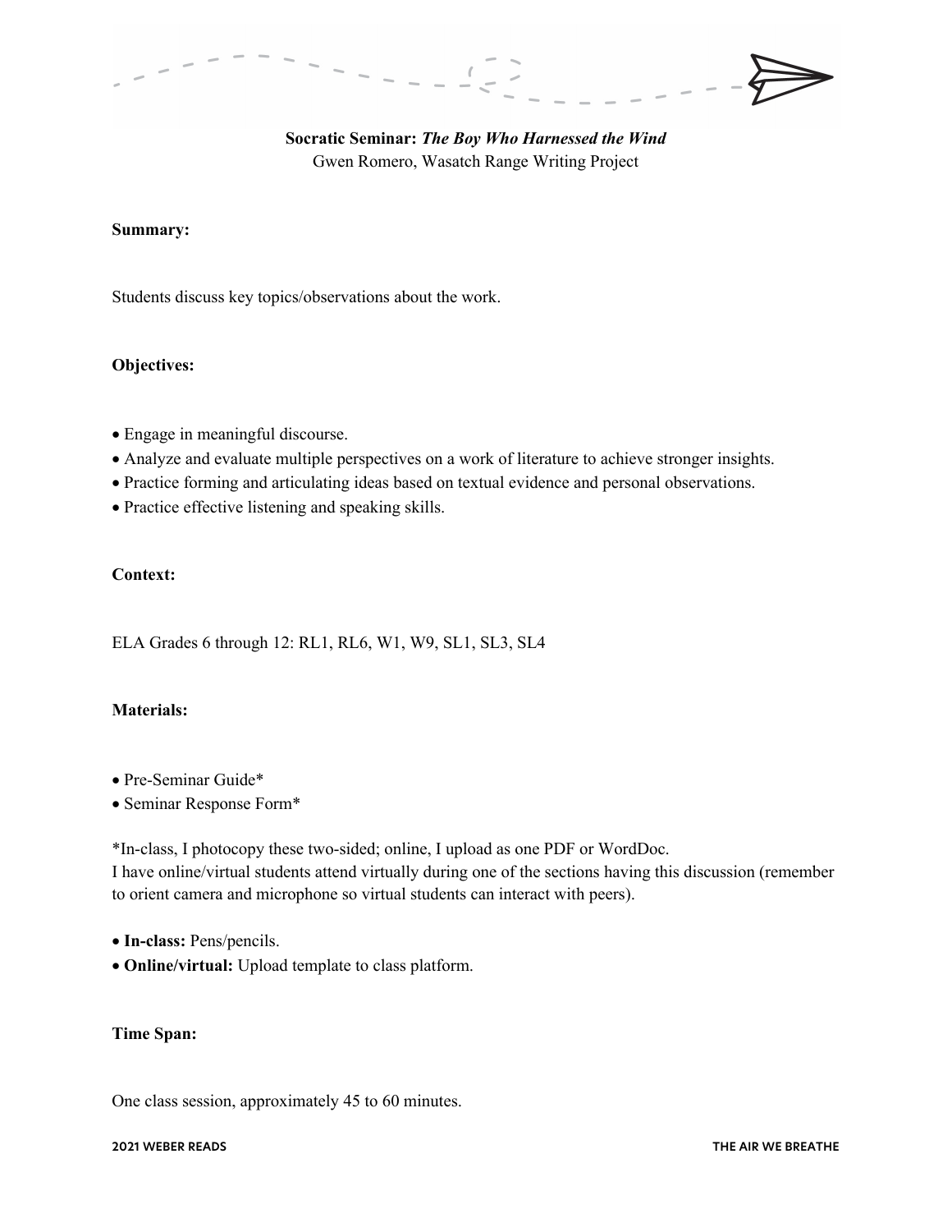# Socratic Seminar: *The Boy Who Harnessed the Wind*

Gwen Romero, Wasatch Range Writing Project

**Summary:**

Students discuss key topics/observations about the work.

**Objectives:**

- Engage in meaningful discourse.
- Analyze and evaluate multiple perspectives on a work of literature to achieve stronger insights.
- Practice forming and articulating ideas based on textual evidence and personal observations.
- Practice effective listening and speaking skills.

**Context:**

ELA Grades 6 through 12: RL1, RL6, W1, W9, SL1, SL3, SL4

**Materials:**

- Pre-Seminar Guide*
- Seminar Response Form*

*In-class, I photocopy these two-sided; online, I upload as one PDF or WordDoc.
I have online/virtual students attend virtually during one of the sections having this discussion (remember to orient camera and microphone so virtual students can interact with peers).

- **In-class:** Pens/pencils.
- **Online/virtual:** Upload template to class platform.

**Time Span:**

One class session, approximately 45 to 60 minutes.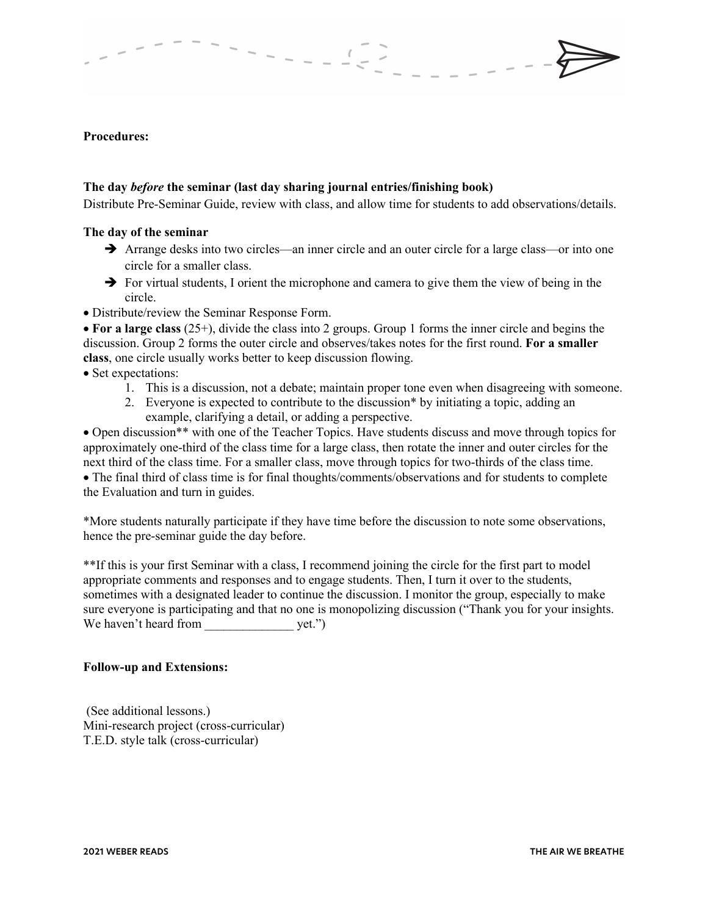**Procedures:**

**The day *before* the seminar (last day sharing journal entries/finishing book)**
Distribute Pre-Seminar Guide, review with class, and allow time for students to add observations/details.

**The day of the seminar**

- ➔ Arrange desks into two circles—an inner circle and an outer circle for a large class—or into one circle for a smaller class.
- ➔ For virtual students, I orient the microphone and camera to give them the view of being in the circle.

- Distribute/review the Seminar Response Form.
- **For a large class** (25+), divide the class into 2 groups. Group 1 forms the inner circle and begins the discussion. Group 2 forms the outer circle and observes/takes notes for the first round. **For a smaller class**, one circle usually works better to keep discussion flowing.
- Set expectations:
    1. This is a discussion, not a debate; maintain proper tone even when disagreeing with someone.
    2. Everyone is expected to contribute to the discussion* by initiating a topic, adding an example, clarifying a detail, or adding a perspective.
- Open discussion** with one of the Teacher Topics. Have students discuss and move through topics for approximately one-third of the class time for a large class, then rotate the inner and outer circles for the next third of the class time. For a smaller class, move through topics for two-thirds of the class time.
- The final third of class time is for final thoughts/comments/observations and for students to complete the Evaluation and turn in guides.

*More students naturally participate if they have time before the discussion to note some observations, hence the pre-seminar guide the day before.

**If this is your first Seminar with a class, I recommend joining the circle for the first part to model appropriate comments and responses and to engage students. Then, I turn it over to the students, sometimes with a designated leader to continue the discussion. I monitor the group, especially to make sure everyone is participating and that no one is monopolizing discussion ("Thank you for your insights. We haven't heard from ______________ yet.")

**Follow-up and Extensions:**

(See additional lessons.)
Mini-research project (cross-curricular)
T.E.D. style talk (cross-curricular)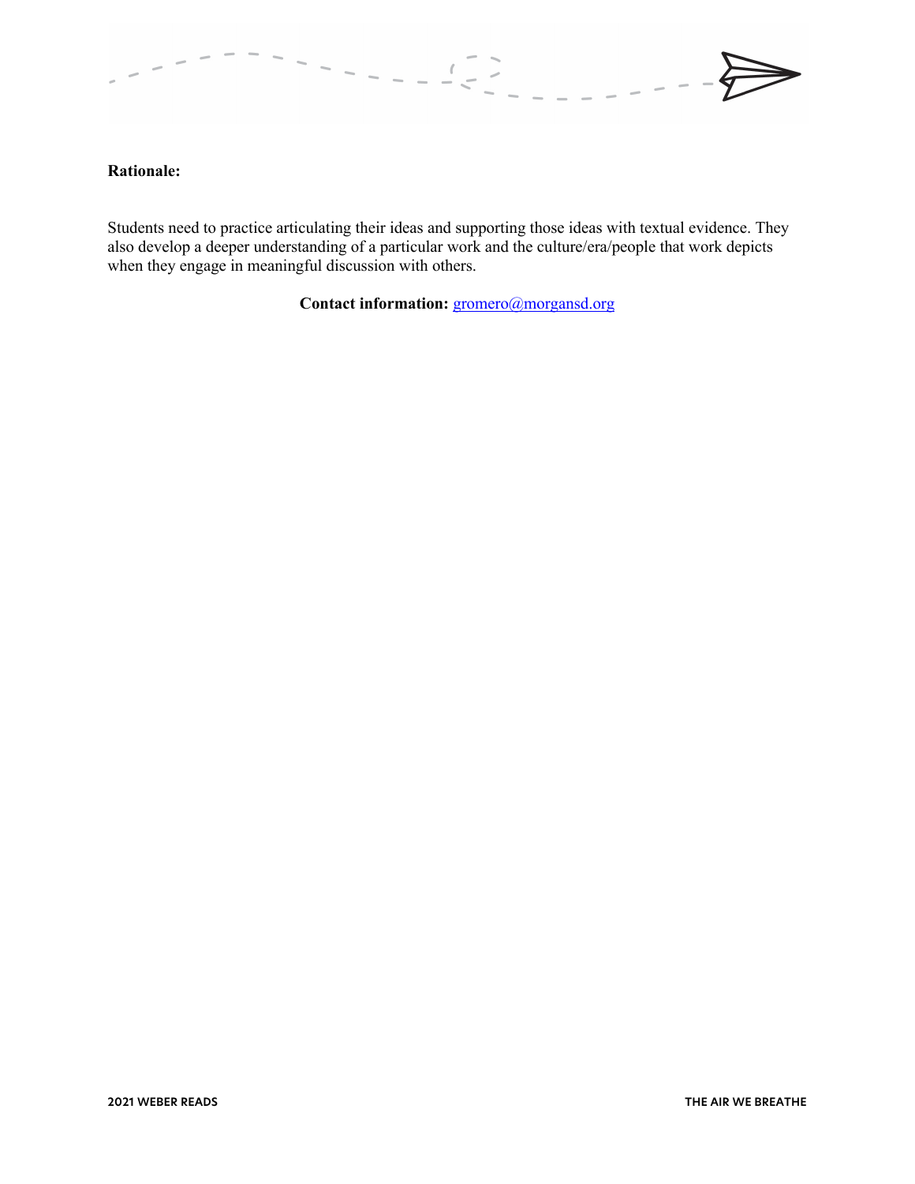**Rationale:**

Students need to practice articulating their ideas and supporting those ideas with textual evidence. They also develop a deeper understanding of a particular work and the culture/era/people that work depicts when they engage in meaningful discussion with others.

**Contact information:** gromero@morgansd.org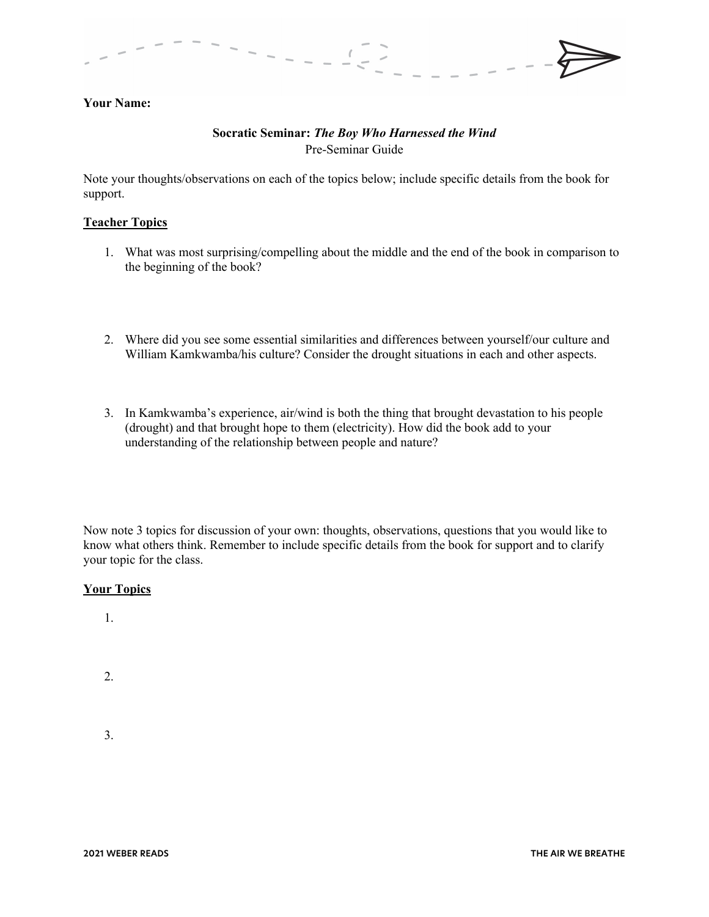**Your Name:**

**Socratic Seminar: *The Boy Who Harnessed the Wind***
Pre-Seminar Guide

Note your thoughts/observations on each of the topics below; include specific details from the book for support.

**<u>Teacher Topics</u>**

1. What was most surprising/compelling about the middle and the end of the book in comparison to the beginning of the book?

2. Where did you see some essential similarities and differences between yourself/our culture and William Kamkwamba/his culture? Consider the drought situations in each and other aspects.

3. In Kamkwamba's experience, air/wind is both the thing that brought devastation to his people (drought) and that brought hope to them (electricity). How did the book add to your understanding of the relationship between people and nature?

Now note 3 topics for discussion of your own: thoughts, observations, questions that you would like to know what others think. Remember to include specific details from the book for support and to clarify your topic for the class.

**<u>Your Topics</u>**

1.

2.

3.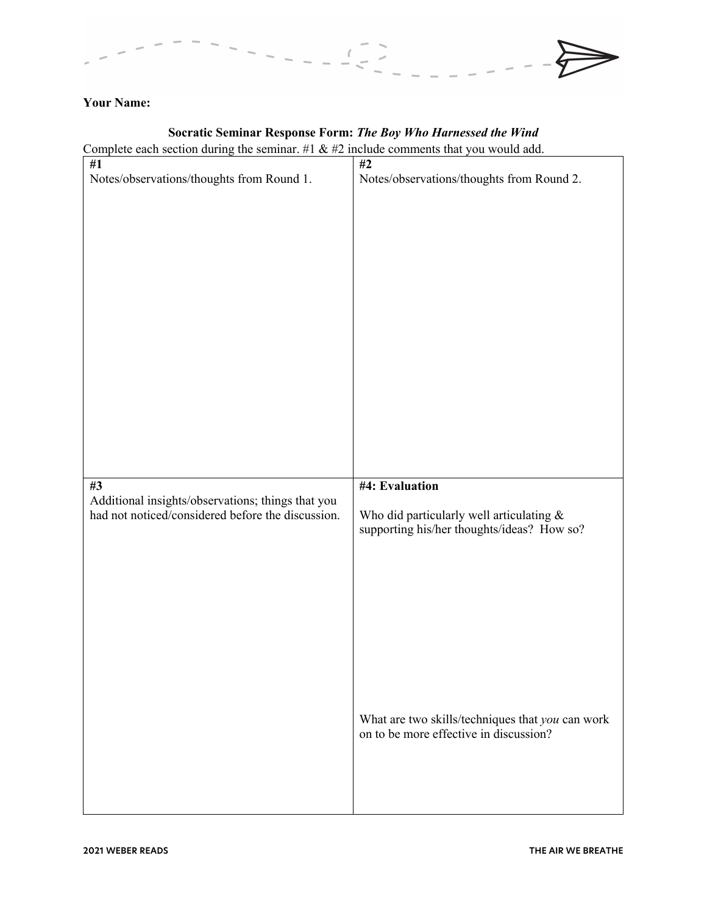**Your Name:**

**Socratic Seminar Response Form: *The Boy Who Harnessed the Wind***

Complete each section during the seminar. #1 & #2 include comments that you would add.

| | |
|---|---|
| **#1**<br>Notes/observations/thoughts from Round 1. | **#2**<br>Notes/observations/thoughts from Round 2. |
| **#3**<br>Additional insights/observations; things that you had not noticed/considered before the discussion. | **#4: Evaluation**<br><br>Who did particularly well articulating & supporting his/her thoughts/ideas? How so?<br><br>What are two skills/techniques that *you* can work on to be more effective in discussion? |